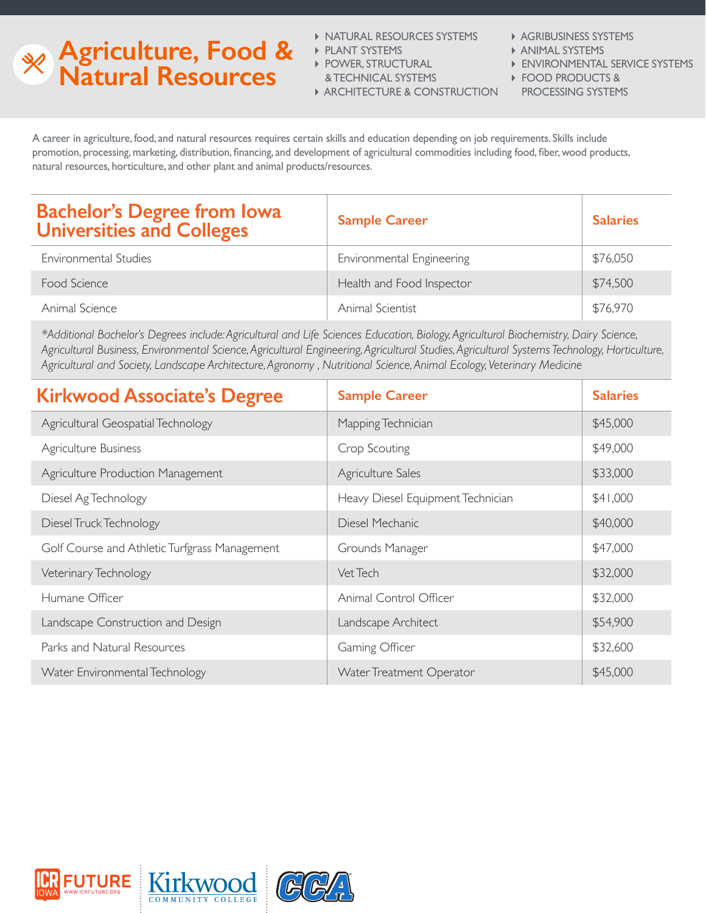# Agriculture, Food & Natural Resources

- NATURAL RESOURCES SYSTEMS
- PLANT SYSTEMS
- POWER, STRUCTURAL & TECHNICAL SYSTEMS
- ARCHITECTURE & CONSTRUCTION
- AGRIBUSINESS SYSTEMS
- ANIMAL SYSTEMS
- ENVIRONMENTAL SERVICE SYSTEMS
- FOOD PRODUCTS & PROCESSING SYSTEMS

A career in agriculture, food, and natural resources requires certain skills and education depending on job requirements. Skills include promotion, processing, marketing, distribution, financing, and development of agricultural commodities including food, fiber, wood products, natural resources, horticulture, and other plant and animal products/resources.

| Bachelor's Degree from Iowa Universities and Colleges | Sample Career | Salaries |
|---|---|---|
| Environmental Studies | Environmental Engineering | $76,050 |
| Food Science | Health and Food Inspector | $74,500 |
| Animal Science | Animal Scientist | $76,970 |

*\*Additional Bachelor's Degrees include: Agricultural and Life Sciences Education, Biology, Agricultural Biochemistry, Dairy Science, Agricultural Business, Environmental Science, Agricultural Engineering, Agricultural Studies, Agricultural Systems Technology, Horticulture, Agricultural and Society, Landscape Architecture, Agronomy , Nutritional Science, Animal Ecology, Veterinary Medicine*

| Kirkwood Associate's Degree | Sample Career | Salaries |
|---|---|---|
| Agricultural Geospatial Technology | Mapping Technician | $45,000 |
| Agriculture Business | Crop Scouting | $49,000 |
| Agriculture Production Management | Agriculture Sales | $33,000 |
| Diesel Ag Technology | Heavy Diesel Equipment Technician | $41,000 |
| Diesel Truck Technology | Diesel Mechanic | $40,000 |
| Golf Course and Athletic Turfgrass Management | Grounds Manager | $47,000 |
| Veterinary Technology | Vet Tech | $32,000 |
| Humane Officer | Animal Control Officer | $32,000 |
| Landscape Construction and Design | Landscape Architect | $54,900 |
| Parks and Natural Resources | Gaming Officer | $32,600 |
| Water Environmental Technology | Water Treatment Operator | $45,000 |

ICR IOWA FUTURE WWW.ICRFUTURE.ORG | Kirkwood COMMUNITY COLLEGE | CCA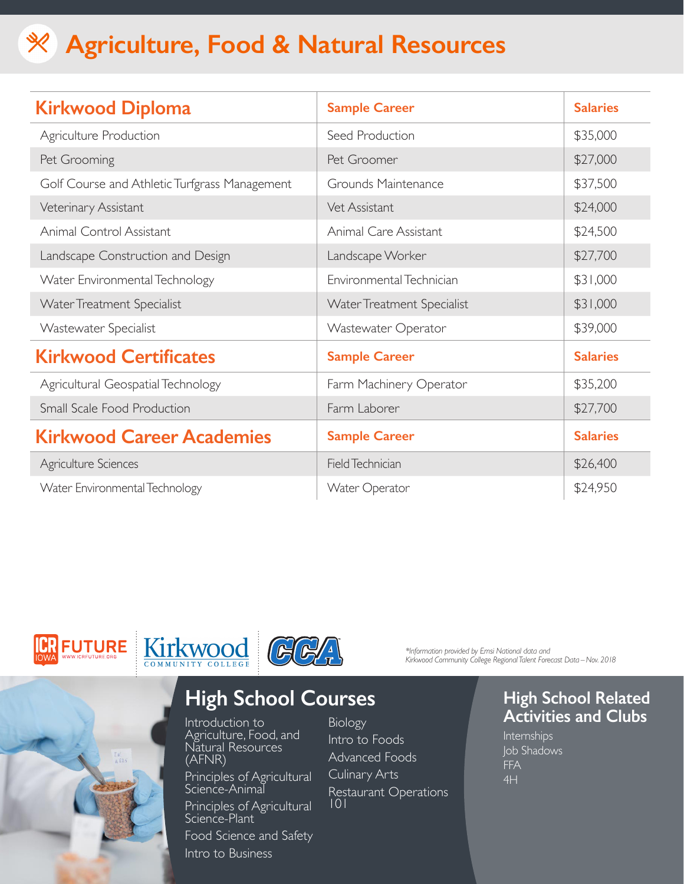# Agriculture, Food & Natural Resources

| Kirkwood Diploma | Sample Career | Salaries |
|---|---|---|
| Agriculture Production | Seed Production | $35,000 |
| Pet Grooming | Pet Groomer | $27,000 |
| Golf Course and Athletic Turfgrass Management | Grounds Maintenance | $37,500 |
| Veterinary Assistant | Vet Assistant | $24,000 |
| Animal Control Assistant | Animal Care Assistant | $24,500 |
| Landscape Construction and Design | Landscape Worker | $27,700 |
| Water Environmental Technology | Environmental Technician | $31,000 |
| Water Treatment Specialist | Water Treatment Specialist | $31,000 |
| Wastewater Specialist | Wastewater Operator | $39,000 |
| **Kirkwood Certificates** | **Sample Career** | **Salaries** |
| Agricultural Geospatial Technology | Farm Machinery Operator | $35,200 |
| Small Scale Food Production | Farm Laborer | $27,700 |
| **Kirkwood Career Academies** | **Sample Career** | **Salaries** |
| Agriculture Sciences | Field Technician | $26,400 |
| Water Environmental Technology | Water Operator | $24,950 |

ICR FUTURE IOWA WWW.ICRFUTURE.ORG | Kirkwood COMMUNITY COLLEGE | CCA

*Information provided by Emsi National data and Kirkwood Community College Regional Talent Forecast Data – Nov. 2018*

## High School Courses

- Introduction to Agriculture, Food, and Natural Resources (AFNR)
- Principles of Agricultural Science-Animal
- Principles of Agricultural Science-Plant
- Food Science and Safety
- Intro to Business
- Biology
- Intro to Foods
- Advanced Foods
- Culinary Arts
- Restaurant Operations 101

## High School Related Activities and Clubs

- Internships
- Job Shadows
- FFA
- 4H